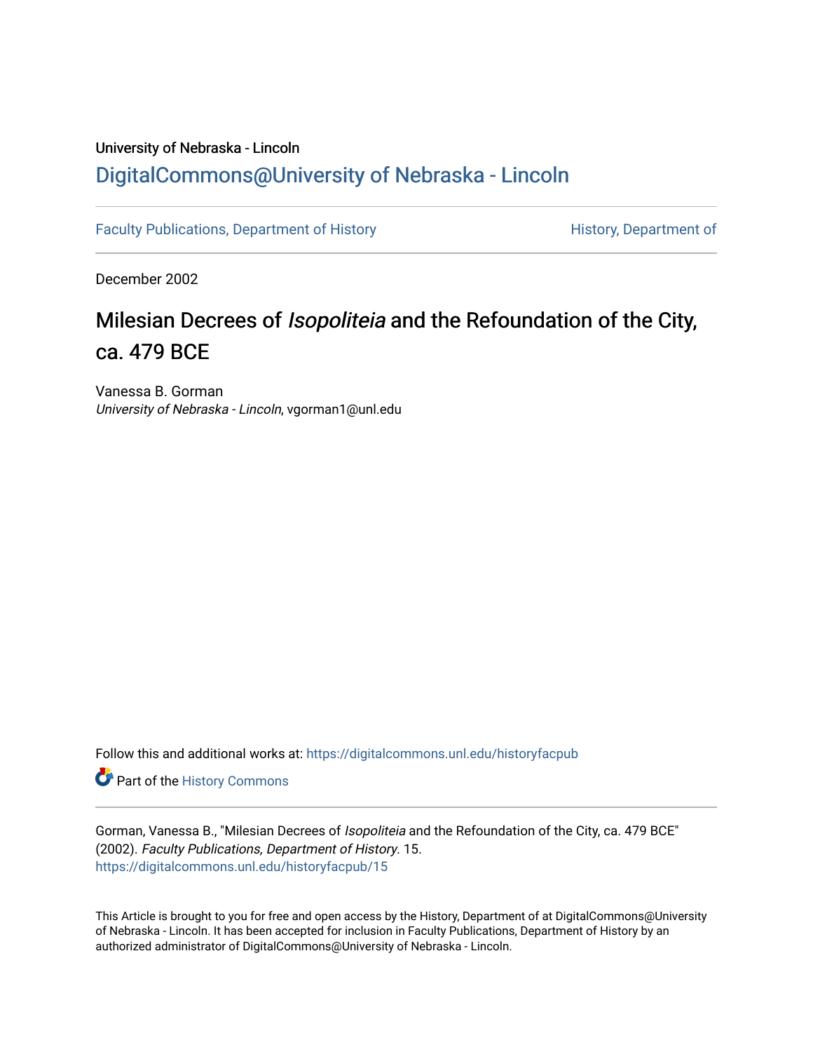University of Nebraska - Lincoln

## DigitalCommons@University of Nebraska - Lincoln

Faculty Publications, Department of History

History, Department of

December 2002

# Milesian Decrees of *Isopoliteia* and the Refoundation of the City, ca. 479 BCE

Vanessa B. Gorman
*University of Nebraska - Lincoln*, vgorman1@unl.edu

Follow this and additional works at: https://digitalcommons.unl.edu/historyfacpub

Part of the History Commons

Gorman, Vanessa B., "Milesian Decrees of *Isopoliteia* and the Refoundation of the City, ca. 479 BCE" (2002). *Faculty Publications, Department of History*. 15.
https://digitalcommons.unl.edu/historyfacpub/15

This Article is brought to you for free and open access by the History, Department of at DigitalCommons@University of Nebraska - Lincoln. It has been accepted for inclusion in Faculty Publications, Department of History by an authorized administrator of DigitalCommons@University of Nebraska - Lincoln.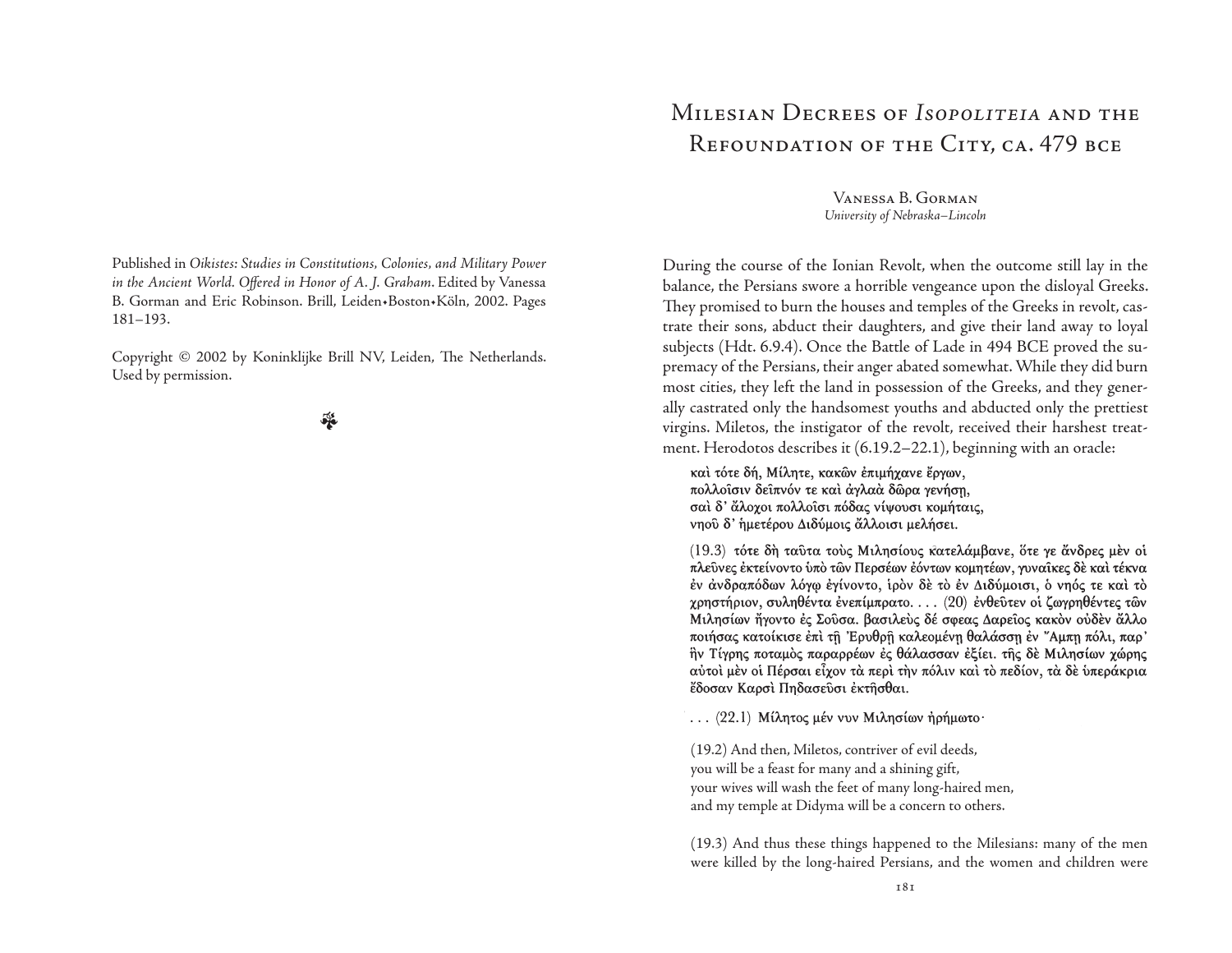Published in *Oikistes: Studies in Constitutions, Colonies, and Military Power in the Ancient World. Offered in Honor of A. J. Graham*. Edited by Vanessa B. Gorman and Eric Robinson. Brill, Leiden•Boston•Köln, 2002. Pages 181–193.

Copyright © 2002 by Koninklijke Brill NV, Leiden, The Netherlands. Used by permission.

# Milesian Decrees of *Isopoliteia* and the Refoundation of the City, ca. 479 BCE

Vanessa B. Gorman
*University of Nebraska–Lincoln*

During the course of the Ionian Revolt, when the outcome still lay in the balance, the Persians swore a horrible vengeance upon the disloyal Greeks. They promised to burn the houses and temples of the Greeks in revolt, castrate their sons, abduct their daughters, and give their land away to loyal subjects (Hdt. 6.9.4). Once the Battle of Lade in 494 BCE proved the supremacy of the Persians, their anger abated somewhat. While they did burn most cities, they left the land in possession of the Greeks, and they generally castrated only the handsomest youths and abducted only the prettiest virgins. Miletos, the instigator of the revolt, received their harshest treatment. Herodotos describes it (6.19.2–22.1), beginning with an oracle:

> καὶ τότε δή, Μίλητε, κακῶν ἐπιμήχανε ἔργων,
> πολλοῖσιν δεῖπνόν τε καὶ ἀγλαὰ δῶρα γενήσῃ,
> σαὶ δ' ἄλοχοι πολλοῖσι πόδας νίψουσι κομήταις,
> νηοῦ δ' ἡμετέρου Διδύμοις ἄλλοισι μελήσει.
>
> (19.3) τότε δὴ ταῦτα τοὺς Μιλησίους κατελάμβανε, ὅτε γε ἄνδρες μὲν οἱ πλεῦνες ἐκτείνοντο ὑπὸ τῶν Περσέων ἐόντων κομητέων, γυναῖκες δὲ καὶ τέκνα ἐν ἀνδραπόδων λόγῳ ἐγίνοντο, ἱρὸν δὲ τὸ ἐν Διδύμοισι, ὁ νηός τε καὶ τὸ χρηστήριον, συληθέντα ἐνεπίμπρατο. . . . (20) ἐνθεῦτεν οἱ ζωγρηθέντες τῶν Μιλησίων ἤγοντο ἐς Σοῦσα. βασιλεὺς δέ σφεας Δαρεῖος κακὸν οὐδὲν ἄλλο ποιήσας κατοίκισε ἐπὶ τῇ Ἐρυθρῇ καλεομένῃ θαλάσσῃ ἐν Ἄμπῃ πόλι, παρ' ἣν Τίγρης ποταμὸς παραρρέων ἐς θάλασσαν ἐξίει. τῆς δὲ Μιλησίων χώρης αὐτοὶ μὲν οἱ Πέρσαι εἶχον τὰ περὶ τὴν πόλιν καὶ τὸ πεδίον, τὰ δὲ ὑπεράκρια ἔδοσαν Καρσὶ Πηδασεῦσι ἐκτῆσθαι.
>
> . . . (22.1) Μίλητος μέν νυν Μιλησίων ἠρήμωτο·

(19.2) And then, Miletos, contriver of evil deeds,
you will be a feast for many and a shining gift,
your wives will wash the feet of many long-haired men,
and my temple at Didyma will be a concern to others.

(19.3) And thus these things happened to the Milesians: many of the men were killed by the long-haired Persians, and the women and children were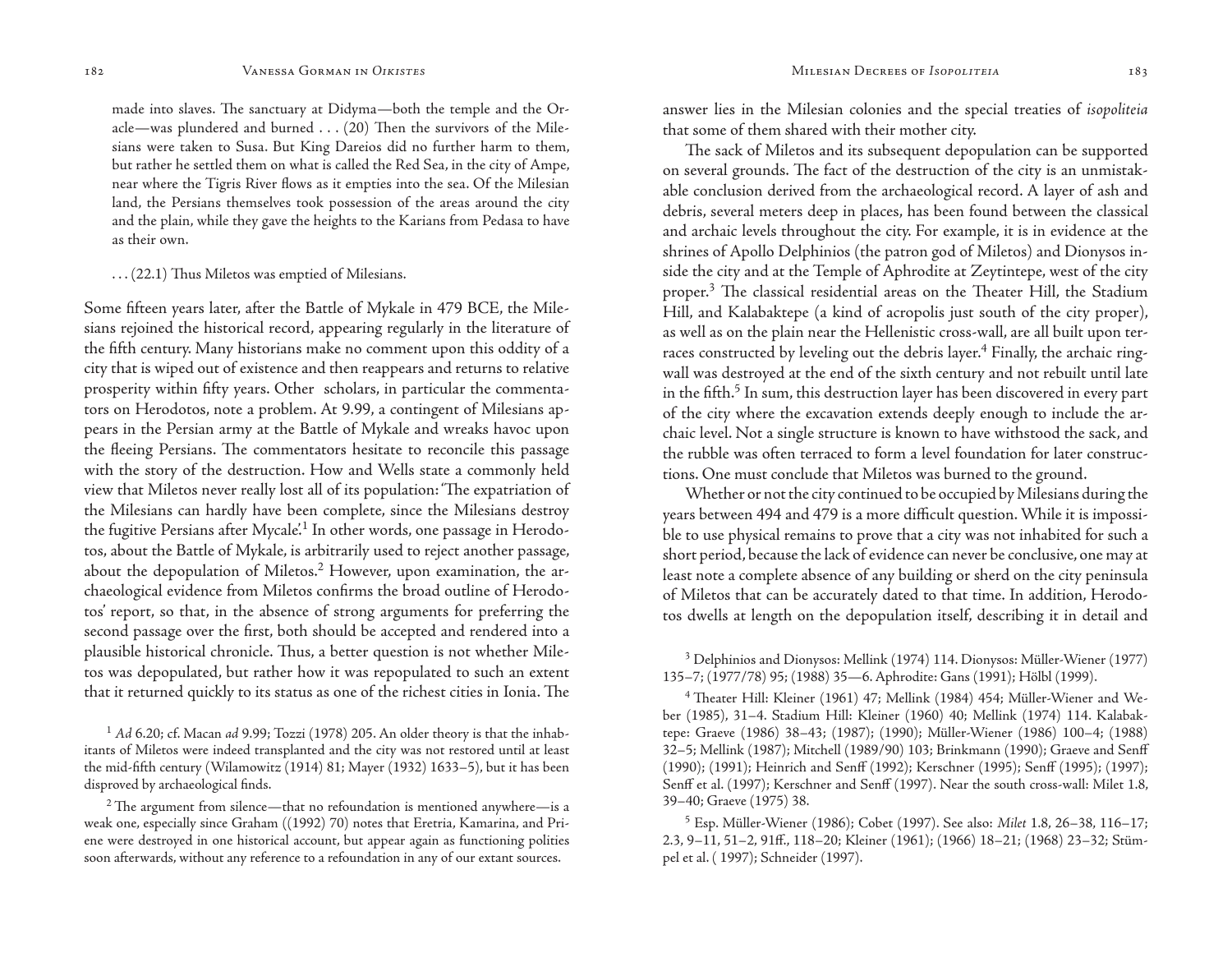made into slaves. The sanctuary at Didyma—both the temple and the Oracle—was plundered and burned . . . (20) Then the survivors of the Milesians were taken to Susa. But King Dareios did no further harm to them, but rather he settled them on what is called the Red Sea, in the city of Ampe, near where the Tigris River flows as it empties into the sea. Of the Milesian land, the Persians themselves took possession of the areas around the city and the plain, while they gave the heights to the Karians from Pedasa to have as their own.

. . . (22.1) Thus Miletos was emptied of Milesians.

Some fifteen years later, after the Battle of Mykale in 479 BCE, the Milesians rejoined the historical record, appearing regularly in the literature of the fifth century. Many historians make no comment upon this oddity of a city that is wiped out of existence and then reappears and returns to relative prosperity within fifty years. Other scholars, in particular the commentators on Herodotos, note a problem. At 9.99, a contingent of Milesians appears in the Persian army at the Battle of Mykale and wreaks havoc upon the fleeing Persians. The commentators hesitate to reconcile this passage with the story of the destruction. How and Wells state a commonly held view that Miletos never really lost all of its population: 'The expatriation of the Milesians can hardly have been complete, since the Milesians destroy the fugitive Persians after Mycale'.[1] In other words, one passage in Herodotos, about the Battle of Mykale, is arbitrarily used to reject another passage, about the depopulation of Miletos.[2] However, upon examination, the archaeological evidence from Miletos confirms the broad outline of Herodotos' report, so that, in the absence of strong arguments for preferring the second passage over the first, both should be accepted and rendered into a plausible historical chronicle. Thus, a better question is not whether Miletos was depopulated, but rather how it was repopulated to such an extent that it returned quickly to its status as one of the richest cities in Ionia. The answer lies in the Milesian colonies and the special treaties of *isopoliteia* that some of them shared with their mother city.

The sack of Miletos and its subsequent depopulation can be supported on several grounds. The fact of the destruction of the city is an unmistakable conclusion derived from the archaeological record. A layer of ash and debris, several meters deep in places, has been found between the classical and archaic levels throughout the city. For example, it is in evidence at the shrines of Apollo Delphinios (the patron god of Miletos) and Dionysos inside the city and at the Temple of Aphrodite at Zeytintepe, west of the city proper.[3] The classical residential areas on the Theater Hill, the Stadium Hill, and Kalabaktepe (a kind of acropolis just south of the city proper), as well as on the plain near the Hellenistic cross-wall, are all built upon terraces constructed by leveling out the debris layer.[4] Finally, the archaic ring-wall was destroyed at the end of the sixth century and not rebuilt until late in the fifth.[5] In sum, this destruction layer has been discovered in every part of the city where the excavation extends deeply enough to include the archaic level. Not a single structure is known to have withstood the sack, and the rubble was often terraced to form a level foundation for later constructions. One must conclude that Miletos was burned to the ground.

Whether or not the city continued to be occupied by Milesians during the years between 494 and 479 is a more difficult question. While it is impossible to use physical remains to prove that a city was not inhabited for such a short period, because the lack of evidence can never be conclusive, one may at least note a complete absence of any building or sherd on the city peninsula of Miletos that can be accurately dated to that time. In addition, Herodotos dwells at length on the depopulation itself, describing it in detail and

---

[1] *Ad* 6.20; cf. Macan *ad* 9.99; Tozzi (1978) 205. An older theory is that the inhabitants of Miletos were indeed transplanted and the city was not restored until at least the mid-fifth century (Wilamowitz (1914) 81; Mayer (1932) 1633–5), but it has been disproved by archaeological finds.

[2] The argument from silence—that no refoundation is mentioned anywhere—is a weak one, especially since Graham ((1992) 70) notes that Eretria, Kamarina, and Priene were destroyed in one historical account, but appear again as functioning polities soon afterwards, without any reference to a refoundation in any of our extant sources.

[3] Delphinios and Dionysos: Mellink (1974) 114. Dionysos: Müller-Wiener (1977) 135–7; (1977/78) 95; (1988) 35—6. Aphrodite: Gans (1991); Hölbl (1999).

[4] Theater Hill: Kleiner (1961) 47; Mellink (1984) 454; Müller-Wiener and Weber (1985), 31–4. Stadium Hill: Kleiner (1960) 40; Mellink (1974) 114. Kalabaktepe: Graeve (1986) 38–43; (1987); (1990); Müller-Wiener (1986) 100–4; (1988) 32–5; Mellink (1987); Mitchell (1989/90) 103; Brinkmann (1990); Graeve and Senff (1990); (1991); Heinrich and Senff (1992); Kerschner (1995); Senff (1995); (1997); Senff et al. (1997); Kerschner and Senff (1997). Near the south cross-wall: Milet 1.8, 39–40; Graeve (1975) 38.

[5] Esp. Müller-Wiener (1986); Cobet (1997). See also: *Milet* 1.8, 26–38, 116–17; 2.3, 9–11, 51–2, 91ff., 118–20; Kleiner (1961); (1966) 18–21; (1968) 23–32; Stümpel et al. ( 1997); Schneider (1997).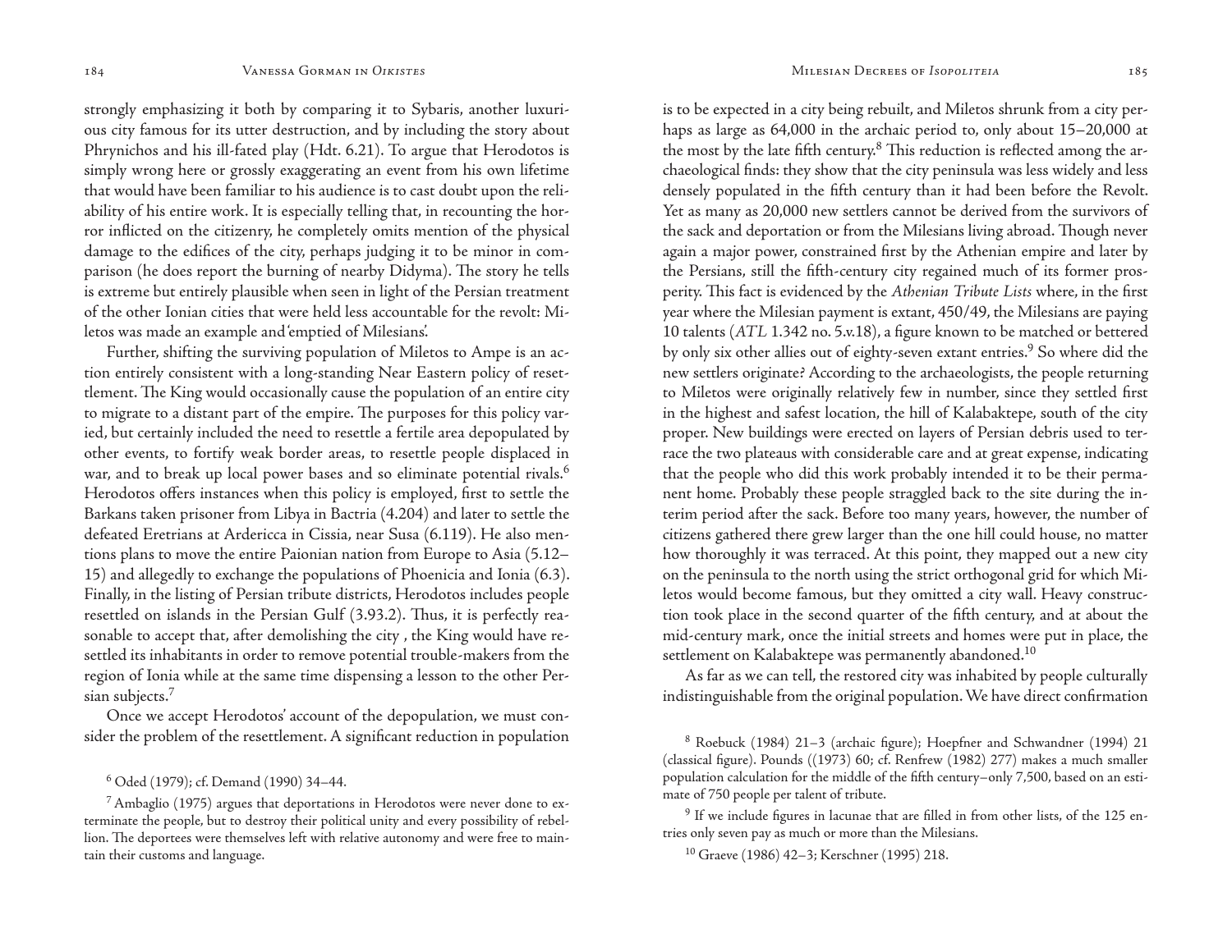strongly emphasizing it both by comparing it to Sybaris, another luxurious city famous for its utter destruction, and by including the story about Phrynichos and his ill-fated play (Hdt. 6.21). To argue that Herodotos is simply wrong here or grossly exaggerating an event from his own lifetime that would have been familiar to his audience is to cast doubt upon the reliability of his entire work. It is especially telling that, in recounting the horror inflicted on the citizenry, he completely omits mention of the physical damage to the edifices of the city, perhaps judging it to be minor in comparison (he does report the burning of nearby Didyma). The story he tells is extreme but entirely plausible when seen in light of the Persian treatment of the other Ionian cities that were held less accountable for the revolt: Miletos was made an example and 'emptied of Milesians'.

Further, shifting the surviving population of Miletos to Ampe is an action entirely consistent with a long-standing Near Eastern policy of resettlement. The King would occasionally cause the population of an entire city to migrate to a distant part of the empire. The purposes for this policy varied, but certainly included the need to resettle a fertile area depopulated by other events, to fortify weak border areas, to resettle people displaced in war, and to break up local power bases and so eliminate potential rivals.[6] Herodotos offers instances when this policy is employed, first to settle the Barkans taken prisoner from Libya in Bactria (4.204) and later to settle the defeated Eretrians at Ardericca in Cissia, near Susa (6.119). He also mentions plans to move the entire Paionian nation from Europe to Asia (5.12–15) and allegedly to exchange the populations of Phoenicia and Ionia (6.3). Finally, in the listing of Persian tribute districts, Herodotos includes people resettled on islands in the Persian Gulf (3.93.2). Thus, it is perfectly reasonable to accept that, after demolishing the city , the King would have resettled its inhabitants in order to remove potential trouble-makers from the region of Ionia while at the same time dispensing a lesson to the other Persian subjects.[7]

Once we accept Herodotos' account of the depopulation, we must consider the problem of the resettlement. A significant reduction in population is to be expected in a city being rebuilt, and Miletos shrunk from a city perhaps as large as 64,000 in the archaic period to, only about 15–20,000 at the most by the late fifth century.[8] This reduction is reflected among the archaeological finds: they show that the city peninsula was less widely and less densely populated in the fifth century than it had been before the Revolt. Yet as many as 20,000 new settlers cannot be derived from the survivors of the sack and deportation or from the Milesians living abroad. Though never again a major power, constrained first by the Athenian empire and later by the Persians, still the fifth-century city regained much of its former prosperity. This fact is evidenced by the *Athenian Tribute Lists* where, in the first year where the Milesian payment is extant, 450/49, the Milesians are paying 10 talents (*ATL* 1.342 no. 5.v.18), a figure known to be matched or bettered by only six other allies out of eighty-seven extant entries.[9] So where did the new settlers originate? According to the archaeologists, the people returning to Miletos were originally relatively few in number, since they settled first in the highest and safest location, the hill of Kalabaktepe, south of the city proper. New buildings were erected on layers of Persian debris used to terrace the two plateaus with considerable care and at great expense, indicating that the people who did this work probably intended it to be their permanent home. Probably these people straggled back to the site during the interim period after the sack. Before too many years, however, the number of citizens gathered there grew larger than the one hill could house, no matter how thoroughly it was terraced. At this point, they mapped out a new city on the peninsula to the north using the strict orthogonal grid for which Miletos would become famous, but they omitted a city wall. Heavy construction took place in the second quarter of the fifth century, and at about the mid-century mark, once the initial streets and homes were put in place, the settlement on Kalabaktepe was permanently abandoned.[10]

As far as we can tell, the restored city was inhabited by people culturally indistinguishable from the original population. We have direct confirmation

[6] Oded (1979); cf. Demand (1990) 34–44.

[7] Ambaglio (1975) argues that deportations in Herodotos were never done to exterminate the people, but to destroy their political unity and every possibility of rebellion. The deportees were themselves left with relative autonomy and were free to maintain their customs and language.

[8] Roebuck (1984) 21–3 (archaic figure); Hoepfner and Schwandner (1994) 21 (classical figure). Pounds ((1973) 60; cf. Renfrew (1982) 277) makes a much smaller population calculation for the middle of the fifth century–only 7,500, based on an estimate of 750 people per talent of tribute.

[9] If we include figures in lacunae that are filled in from other lists, of the 125 entries only seven pay as much or more than the Milesians.

[10] Graeve (1986) 42–3; Kerschner (1995) 218.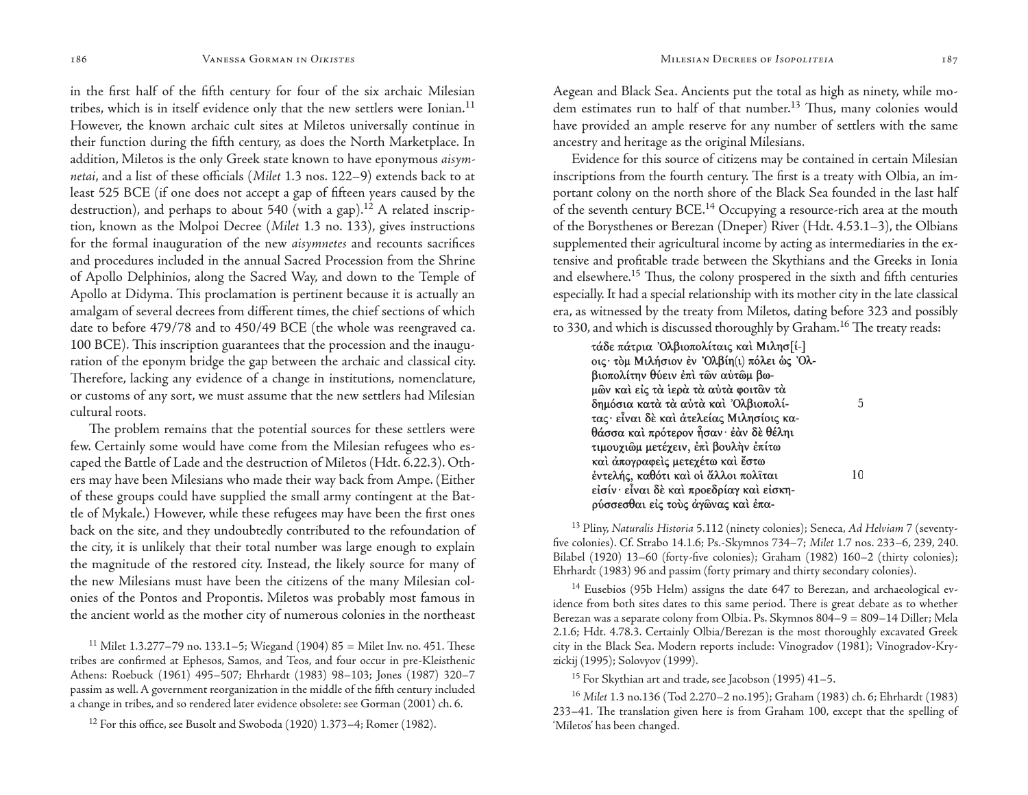in the first half of the fifth century for four of the six archaic Milesian tribes, which is in itself evidence only that the new settlers were Ionian.[11] However, the known archaic cult sites at Miletos universally continue in their function during the fifth century, as does the North Marketplace. In addition, Miletos is the only Greek state known to have eponymous *aisymnetai*, and a list of these officials (*Milet* 1.3 nos. 122–9) extends back to at least 525 BCE (if one does not accept a gap of fifteen years caused by the destruction), and perhaps to about 540 (with a gap).[12] A related inscription, known as the Molpoi Decree (*Milet* 1.3 no. 133), gives instructions for the formal inauguration of the new *aisymnetes* and recounts sacrifices and procedures included in the annual Sacred Procession from the Shrine of Apollo Delphinios, along the Sacred Way, and down to the Temple of Apollo at Didyma. This proclamation is pertinent because it is actually an amalgam of several decrees from different times, the chief sections of which date to before 479/78 and to 450/49 BCE (the whole was reengraved ca. 100 BCE). This inscription guarantees that the procession and the inauguration of the eponym bridge the gap between the archaic and classical city. Therefore, lacking any evidence of a change in institutions, nomenclature, or customs of any sort, we must assume that the new settlers had Milesian cultural roots.

The problem remains that the potential sources for these settlers were few. Certainly some would have come from the Milesian refugees who escaped the Battle of Lade and the destruction of Miletos (Hdt. 6.22.3). Others may have been Milesians who made their way back from Ampe. (Either of these groups could have supplied the small army contingent at the Battle of Mykale.) However, while these refugees may have been the first ones back on the site, and they undoubtedly contributed to the refoundation of the city, it is unlikely that their total number was large enough to explain the magnitude of the restored city. Instead, the likely source for many of the new Milesians must have been the citizens of the many Milesian colonies of the Pontos and Propontis. Miletos was probably most famous in the ancient world as the mother city of numerous colonies in the northeast Aegean and Black Sea. Ancients put the total as high as ninety, while modem estimates run to half of that number.[13] Thus, many colonies would have provided an ample reserve for any number of settlers with the same ancestry and heritage as the original Milesians.

Evidence for this source of citizens may be contained in certain Milesian inscriptions from the fourth century. The first is a treaty with Olbia, an important colony on the north shore of the Black Sea founded in the last half of the seventh century BCE.[14] Occupying a resource-rich area at the mouth of the Borysthenes or Berezan (Dneper) River (Hdt. 4.53.1–3), the Olbians supplemented their agricultural income by acting as intermediaries in the extensive and profitable trade between the Skythians and the Greeks in Ionia and elsewhere.[15] Thus, the colony prospered in the sixth and fifth centuries especially. It had a special relationship with its mother city in the late classical era, as witnessed by the treaty from Miletos, dating before 323 and possibly to 330, and which is discussed thoroughly by Graham.[16] The treaty reads:

> τάδε πάτρια Ὀλβιοπολίταις καὶ Μιλησ[ί-]
> οις· τὸμ Μιλήσιον ἐν Ὀλβίη(ι) πόλει ὡς Ὀλ-
> βιοπολίτην θύειν ἐπὶ τῶν αὐτῶμ βω-
> μῶν καὶ εἰς τὰ ἱερὰ τὰ αὐτὰ φοιτᾶν τὰ
> δημόσια κατὰ τὰ αὐτὰ καὶ Ὀλβιοπολί- 5
> τας· εἶναι δὲ καὶ ἀτελείας Μιλησίοις κα-
> θάσσα καὶ πρότερον ἦσαν· ἐὰν δὲ θέλῃι
> τιμουχιῶμ μετέχειν, ἐπὶ βουλὴν ἐπίτω
> καὶ ἀπογραφεὶς μετεχέτω καὶ ἔστω
> ἐντελής, καθότι καὶ οἱ ἄλλοι πολῖται 10
> εἰσίν· εἶναι δὲ καὶ προεδρίαγ καὶ εἰσκη-
> ρύσσεσθαι εἰς τοὺς ἀγῶνας καὶ ἐπα-

[11] Milet 1.3.277–79 no. 133.1–5; Wiegand (1904) 85 = Milet Inv. no. 451. These tribes are confirmed at Ephesos, Samos, and Teos, and four occur in pre-Kleisthenic Athens: Roebuck (1961) 495–507; Ehrhardt (1983) 98–103; Jones (1987) 320–7 passim as well. A government reorganization in the middle of the fifth century included a change in tribes, and so rendered later evidence obsolete: see Gorman (2001) ch. 6.

[12] For this office, see Busolt and Swoboda (1920) 1.373–4; Romer (1982).

[13] Pliny, *Naturalis Historia* 5.112 (ninety colonies); Seneca, *Ad Helviam* 7 (seventy-five colonies). Cf. Strabo 14.1.6; Ps.-Skymnos 734–7; *Milet* 1.7 nos. 233–6, 239, 240. Bilabel (1920) 13–60 (forty-five colonies); Graham (1982) 160–2 (thirty colonies); Ehrhardt (1983) 96 and passim (forty primary and thirty secondary colonies).

[14] Eusebios (95b Helm) assigns the date 647 to Berezan, and archaeological evidence from both sites dates to this same period. There is great debate as to whether Berezan was a separate colony from Olbia. Ps. Skymnos 804–9 = 809–14 Diller; Mela 2.1.6; Hdt. 4.78.3. Certainly Olbia/Berezan is the most thoroughly excavated Greek city in the Black Sea. Modern reports include: Vinogradov (1981); Vinogradov-Kryzickij (1995); Solovyov (1999).

[15] For Skythian art and trade, see Jacobson (1995) 41–5.

[16] *Milet* 1.3 no.136 (Tod 2.270–2 no.195); Graham (1983) ch. 6; Ehrhardt (1983) 233–41. The translation given here is from Graham 100, except that the spelling of 'Miletos' has been changed.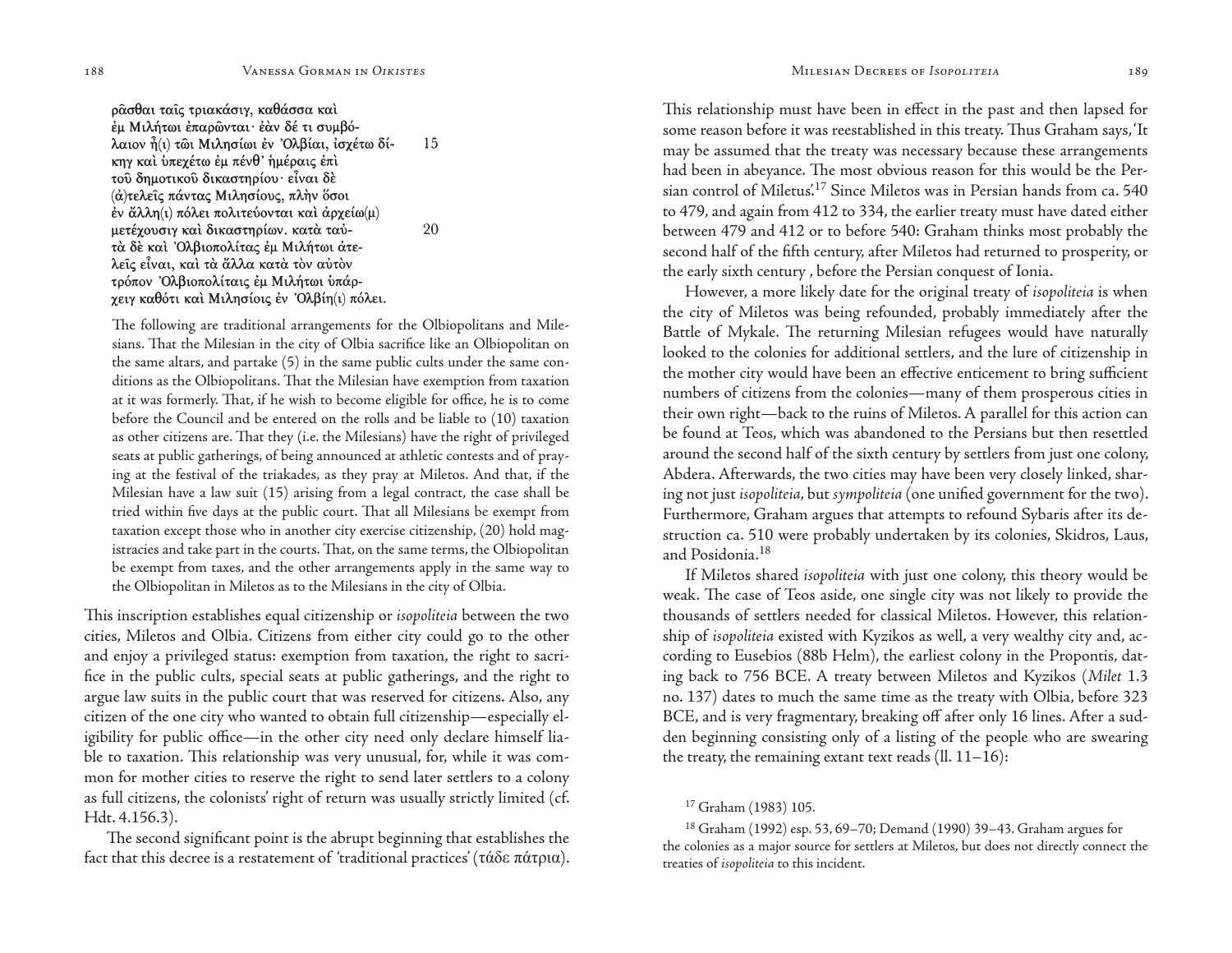ρᾶσθαι ταῖς τριακάσιγ, καθάσσα καὶ
ἐμ Μιλήτωι ἐπαρῶνται· ἐὰν δέ τι συμβό-
λαιον ἦ(ι) τῶι Μιλησίωι ἐν Ὀλβίαι, ἰσχέτω δί- 15
κηγ καὶ ὑπεχέτω ἐμ πένθ' ἡμέραις ἐπὶ
τοῦ δημοτικοῦ δικαστηρίου· εἶναι δὲ
(ἀ)τελεῖς πάντας Μιλησίους, πλὴν ὅσοι
ἐν ἄλλη(ι) πόλει πολιτεύονται καὶ ἀρχείω(μ)
μετέχουσιγ καὶ δικαστηρίων. κατὰ ταὐ- 20
τὰ δὲ καὶ Ὀλβιοπολίτας ἐμ Μιλήτωι ἀτε-
λεῖς εἶναι, καὶ τὰ ἄλλα κατὰ τὸν αὐτὸν
τρόπον Ὀλβιοπολίταις ἐμ Μιλήτωι ὑπάρ-
χειγ καθότι καὶ Μιλησίοις ἐν Ὀλβίη(ι) πόλει.

The following are traditional arrangements for the Olbiopolitans and Milesians. That the Milesian in the city of Olbia sacrifice like an Olbiopolitan on the same altars, and partake (5) in the same public cults under the same conditions as the Olbiopolitans. That the Milesian have exemption from taxation at it was formerly. That, if he wish to become eligible for office, he is to come before the Council and be entered on the rolls and be liable to (10) taxation as other citizens are. That they (i.e. the Milesians) have the right of privileged seats at public gatherings, of being announced at athletic contests and of praying at the festival of the triakades, as they pray at Miletos. And that, if the Milesian have a law suit (15) arising from a legal contract, the case shall be tried within five days at the public court. That all Milesians be exempt from taxation except those who in another city exercise citizenship, (20) hold magistracies and take part in the courts. That, on the same terms, the Olbiopolitan be exempt from taxes, and the other arrangements apply in the same way to the Olbiopolitan in Miletos as to the Milesians in the city of Olbia.

This inscription establishes equal citizenship or *isopoliteia* between the two cities, Miletos and Olbia. Citizens from either city could go to the other and enjoy a privileged status: exemption from taxation, the right to sacrifice in the public cults, special seats at public gatherings, and the right to argue law suits in the public court that was reserved for citizens. Also, any citizen of the one city who wanted to obtain full citizenship—especially eligibility for public office—in the other city need only declare himself liable to taxation. This relationship was very unusual, for, while it was common for mother cities to reserve the right to send later settlers to a colony as full citizens, the colonists' right of return was usually strictly limited (cf. Hdt. 4.156.3).

The second significant point is the abrupt beginning that establishes the fact that this decree is a restatement of 'traditional practices' (τάδε πάτρια). This relationship must have been in effect in the past and then lapsed for some reason before it was reestablished in this treaty. Thus Graham says, 'It may be assumed that the treaty was necessary because these arrangements had been in abeyance. The most obvious reason for this would be the Persian control of Miletus'.[17] Since Miletos was in Persian hands from ca. 540 to 479, and again from 412 to 334, the earlier treaty must have dated either between 479 and 412 or to before 540: Graham thinks most probably the second half of the fifth century, after Miletos had returned to prosperity, or the early sixth century , before the Persian conquest of Ionia.

However, a more likely date for the original treaty of *isopoliteia* is when the city of Miletos was being refounded, probably immediately after the Battle of Mykale. The returning Milesian refugees would have naturally looked to the colonies for additional settlers, and the lure of citizenship in the mother city would have been an effective enticement to bring sufficient numbers of citizens from the colonies—many of them prosperous cities in their own right—back to the ruins of Miletos. A parallel for this action can be found at Teos, which was abandoned to the Persians but then resettled around the second half of the sixth century by settlers from just one colony, Abdera. Afterwards, the two cities may have been very closely linked, sharing not just *isopoliteia*, but *sympoliteia* (one unified government for the two). Furthermore, Graham argues that attempts to refound Sybaris after its destruction ca. 510 were probably undertaken by its colonies, Skidros, Laus, and Posidonia.[18]

If Miletos shared *isopoliteia* with just one colony, this theory would be weak. The case of Teos aside, one single city was not likely to provide the thousands of settlers needed for classical Miletos. However, this relationship of *isopoliteia* existed with Kyzikos as well, a very wealthy city and, according to Eusebios (88b Helm), the earliest colony in the Propontis, dating back to 756 BCE. A treaty between Miletos and Kyzikos (*Milet* 1.3 no. 137) dates to much the same time as the treaty with Olbia, before 323 BCE, and is very fragmentary, breaking off after only 16 lines. After a sudden beginning consisting only of a listing of the people who are swearing the treaty, the remaining extant text reads (ll. 11–16):

[17] Graham (1983) 105.

[18] Graham (1992) esp. 53, 69–70; Demand (1990) 39–43. Graham argues for the colonies as a major source for settlers at Miletos, but does not directly connect the treaties of *isopoliteia* to this incident.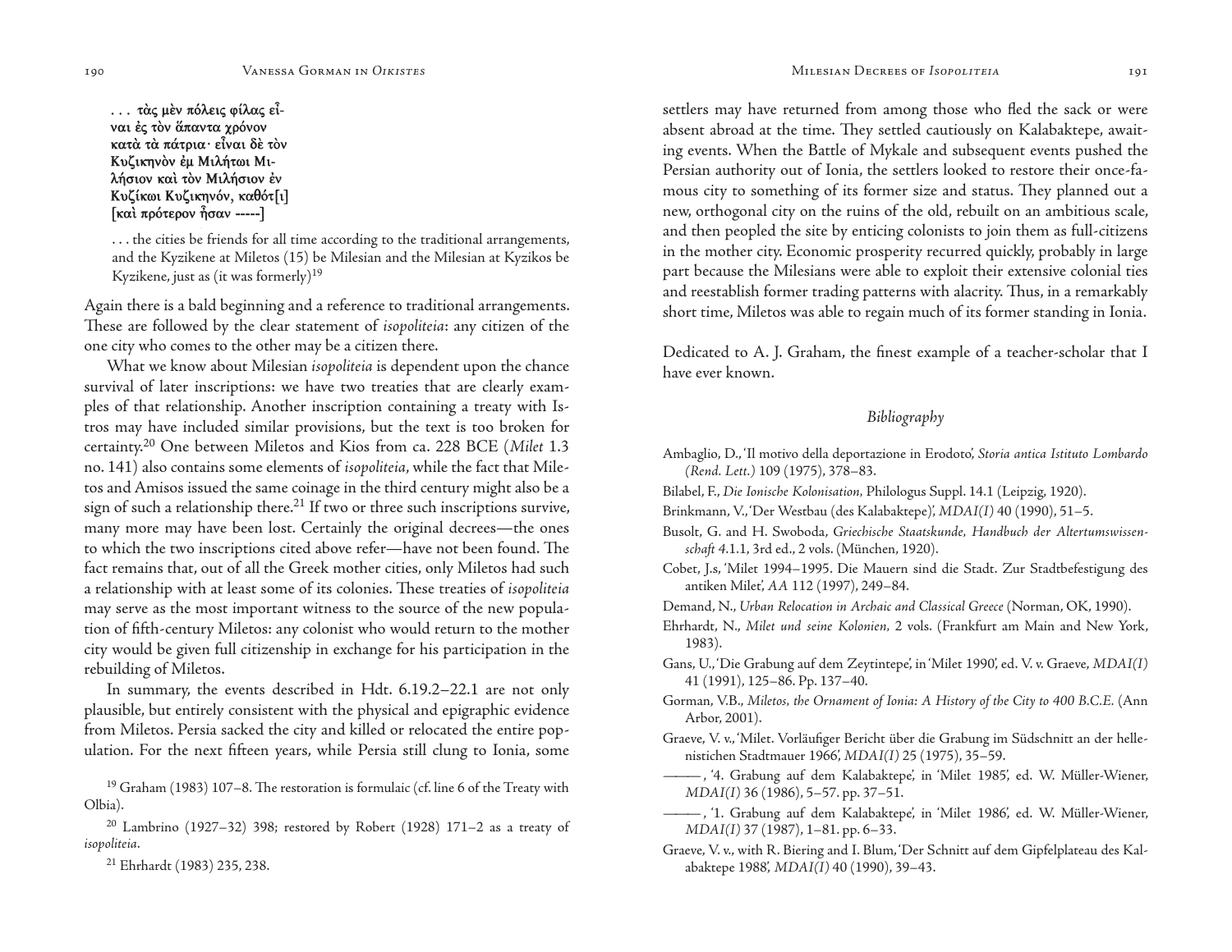. . . τὰς μὲν πόλεις φίλας εἶ-
ναι ἐς τὸν ἅπαντα χρόνον
κατὰ τὰ πάτρια· εἶναι δὲ τὸν
Κυζικηνὸν ἐμ Μιλήτωι Μι-
λήσιον καὶ τὸν Μιλήσιον ἐν
Κυζίκωι Κυζικηνόν, καθότ[ι]
[καὶ πρότερον ἦσαν -----]

> . . . the cities be friends for all time according to the traditional arrangements, and the Kyzikene at Miletos (15) be Milesian and the Milesian at Kyzikos be Kyzikene, just as (it was formerly)[19]

Again there is a bald beginning and a reference to traditional arrangements. These are followed by the clear statement of *isopoliteia*: any citizen of the one city who comes to the other may be a citizen there.

What we know about Milesian *isopoliteia* is dependent upon the chance survival of later inscriptions: we have two treaties that are clearly examples of that relationship. Another inscription containing a treaty with Istros may have included similar provisions, but the text is too broken for certainty.[20] One between Miletos and Kios from ca. 228 BCE (*Milet* 1.3 no. 141) also contains some elements of *isopoliteia*, while the fact that Miletos and Amisos issued the same coinage in the third century might also be a sign of such a relationship there.[21] If two or three such inscriptions survive, many more may have been lost. Certainly the original decrees—the ones to which the two inscriptions cited above refer—have not been found. The fact remains that, out of all the Greek mother cities, only Miletos had such a relationship with at least some of its colonies. These treaties of *isopoliteia* may serve as the most important witness to the source of the new population of fifth-century Miletos: any colonist who would return to the mother city would be given full citizenship in exchange for his participation in the rebuilding of Miletos.

In summary, the events described in Hdt. 6.19.2–22.1 are not only plausible, but entirely consistent with the physical and epigraphic evidence from Miletos. Persia sacked the city and killed or relocated the entire population. For the next fifteen years, while Persia still clung to Ionia, some settlers may have returned from among those who fled the sack or were absent abroad at the time. They settled cautiously on Kalabaktepe, awaiting events. When the Battle of Mykale and subsequent events pushed the Persian authority out of Ionia, the settlers looked to restore their once-famous city to something of its former size and status. They planned out a new, orthogonal city on the ruins of the old, rebuilt on an ambitious scale, and then peopled the site by enticing colonists to join them as full-citizens in the mother city. Economic prosperity recurred quickly, probably in large part because the Milesians were able to exploit their extensive colonial ties and reestablish former trading patterns with alacrity. Thus, in a remarkably short time, Miletos was able to regain much of its former standing in Ionia.

Dedicated to A. J. Graham, the finest example of a teacher-scholar that I have ever known.

[19] Graham (1983) 107–8. The restoration is formulaic (cf. line 6 of the Treaty with Olbia).

[20] Lambrino (1927–32) 398; restored by Robert (1928) 171–2 as a treaty of *isopoliteia*.

[21] Ehrhardt (1983) 235, 238.

## *Bibliography*

Ambaglio, D., 'Il motivo della deportazione in Erodoto', *Storia antica Istituto Lombardo (Rend. Lett.)* 109 (1975), 378–83.

Bilabel, F., *Die Ionische Kolonisation*, Philologus Suppl. 14.1 (Leipzig, 1920).

Brinkmann, V., 'Der Westbau (des Kalabaktepe)', *MDAI(I)* 40 (1990), 51–5.

Busolt, G. and H. Swoboda, *Griechische Staatskunde, Handbuch der Altertumswissenschaft* 4.1.1, 3rd ed., 2 vols. (München, 1920).

Cobet, J.s, 'Milet 1994–1995. Die Mauern sind die Stadt. Zur Stadtbefestigung des antiken Milet', *AA* 112 (1997), 249–84.

Demand, N., *Urban Relocation in Archaic and Classical Greece* (Norman, OK, 1990).

Ehrhardt, N., *Milet und seine Kolonien*, 2 vols. (Frankfurt am Main and New York, 1983).

Gans, U., 'Die Grabung auf dem Zeytintepe', in 'Milet 1990', ed. V. v. Graeve, *MDAI(I)* 41 (1991), 125–86. Pp. 137–40.

Gorman, V.B., *Miletos, the Ornament of Ionia: A History of the City to 400 B.C.E.* (Ann Arbor, 2001).

Graeve, V. v., 'Milet. Vorläufiger Bericht über die Grabung im Südschnitt an der hellenistichen Stadtmauer 1966', *MDAI(I)* 25 (1975), 35–59.

———, '4. Grabung auf dem Kalabaktepe', in 'Milet 1985', ed. W. Müller-Wiener, *MDAI(I)* 36 (1986), 5–57. pp. 37–51.

———, '1. Grabung auf dem Kalabaktepe', in 'Milet 1986', ed. W. Müller-Wiener, *MDAI(I)* 37 (1987), 1–81. pp. 6–33.

Graeve, V. v., with R. Biering and I. Blum, 'Der Schnitt auf dem Gipfelplateau des Kalabaktepe 1988', *MDAI(I)* 40 (1990), 39–43.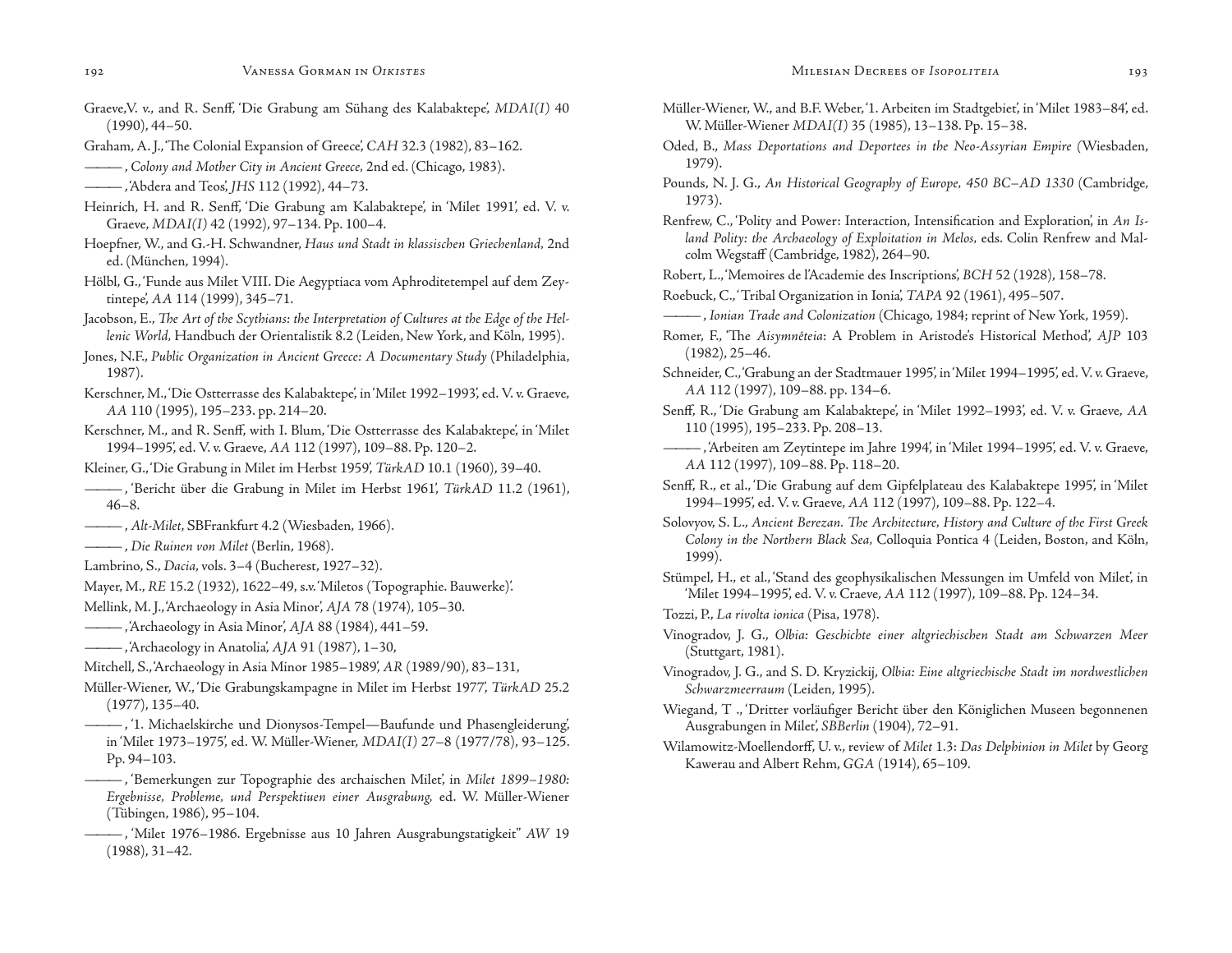Graeve,V. v., and R. Senff, 'Die Grabung am Sühang des Kalabaktepe', *MDAI(I)* 40 (1990), 44–50.

Graham, A. J., 'The Colonial Expansion of Greece', *CAH* 32.3 (1982), 83–162.

———, *Colony and Mother City in Ancient Greece*, 2nd ed. (Chicago, 1983).

———, 'Abdera and Teos', *JHS* 112 (1992), 44–73.

Heinrich, H. and R. Senff, 'Die Grabung am Kalabaktepe', in 'Milet 1991', ed. V. v. Graeve, *MDAI(I)* 42 (1992), 97–134. Pp. 100–4.

Hoepfner, W., and G.-H. Schwandner, *Haus und Stadt in klassischen Griechenland*, 2nd ed. (München, 1994).

Hölbl, G., 'Funde aus Milet VIII. Die Aegyptiaca vom Aphroditetempel auf dem Zeytintepe', *AA* 114 (1999), 345–71.

Jacobson, E., *The Art of the Scythians: the Interpretation of Cultures at the Edge of the Hellenic World*, Handbuch der Orientalistik 8.2 (Leiden, New York, and Köln, 1995).

Jones, N.F., *Public Organization in Ancient Greece: A Documentary Study* (Philadelphia, 1987).

Kerschner, M., 'Die Ostterrasse des Kalabaktepe', in 'Milet 1992–1993', ed. V. v. Graeve, *AA* 110 (1995), 195–233. pp. 214–20.

Kerschner, M., and R. Senff, with I. Blum, 'Die Ostterrasse des Kalabaktepe', in 'Milet 1994–1995', ed. V. v. Graeve, *AA* 112 (1997), 109–88. Pp. 120–2.

Kleiner, G., 'Die Grabung in Milet im Herbst 1959', *TürkAD* 10.1 (1960), 39–40.

———, 'Bericht über die Grabung in Milet im Herbst 1961', *TürkAD* 11.2 (1961), 46–8.

———, *Alt-Milet*, SBFrankfurt 4.2 (Wiesbaden, 1966).

———, *Die Ruinen von Milet* (Berlin, 1968).

Lambrino, S., *Dacia*, vols. 3–4 (Bucherest, 1927–32).

Mayer, M., *RE* 15.2 (1932), 1622–49, s.v. 'Miletos (Topographie. Bauwerke)'.

Mellink, M. J., 'Archaeology in Asia Minor', *AJA* 78 (1974), 105–30.

———, 'Archaeology in Asia Minor', *AJA* 88 (1984), 441–59.

———, 'Archaeology in Anatolia', *AJA* 91 (1987), 1–30,

Mitchell, S., 'Archaeology in Asia Minor 1985–1989', *AR* (1989/90), 83–131,

Müller-Wiener, W., 'Die Grabungskampagne in Milet im Herbst 1977', *TürkAD* 25.2 (1977), 135–40.

———, '1. Michaelskirche und Dionysos-Tempel—Baufunde und Phasengleiderung', in 'Milet 1973–1975', ed. W. Müller-Wiener, *MDAI(I)* 27–8 (1977/78), 93–125. Pp. 94–103.

———, 'Bemerkungen zur Topographie des archaischen Milet', in *Milet 1899–1980: Ergebnisse, Probleme, und Perspektiuen einer Ausgrabung*, ed. W. Müller-Wiener (Tübingen, 1986), 95–104.

———, 'Milet 1976–1986. Ergebnisse aus 10 Jahren Ausgrabungstatigkeit" *AW* 19 (1988), 31–42.

Müller-Wiener, W., and B.F. Weber, '1. Arbeiten im Stadtgebiet', in 'Milet 1983–84', ed. W. Müller-Wiener *MDAI(I)* 35 (1985), 13–138. Pp. 15–38.

Oded, B., *Mass Deportations and Deportees in the Neo-Assyrian Empire* (Wiesbaden, 1979).

Pounds, N. J. G., *An Historical Geography of Europe, 450 BC–AD 1330* (Cambridge, 1973).

Renfrew, C., 'Polity and Power: Interaction, Intensification and Exploration', in *An Island Polity: the Archaeology of Exploitation in Melos*, eds. Colin Renfrew and Malcolm Wegstaff (Cambridge, 1982), 264–90.

Robert, L., 'Memoires de l'Academie des Inscriptions', *BCH* 52 (1928), 158–78.

Roebuck, C., 'Tribal Organization in Ionia', *TAPA* 92 (1961), 495–507.

———, *Ionian Trade and Colonization* (Chicago, 1984; reprint of New York, 1959).

Romer, F., 'The *Aisymnêteia*: A Problem in Aristode's Historical Method', *AJP* 103 (1982), 25–46.

Schneider, C., 'Grabung an der Stadtmauer 1995', in 'Milet 1994–1995', ed. V. v. Graeve, *AA* 112 (1997), 109–88. pp. 134–6.

Senff, R., 'Die Grabung am Kalabaktepe', in 'Milet 1992–1993', ed. V. v. Graeve, *AA* 110 (1995), 195–233. Pp. 208–13.

———, 'Arbeiten am Zeytintepe im Jahre 1994', in 'Milet 1994–1995', ed. V. v. Graeve, *AA* 112 (1997), 109–88. Pp. 118–20.

Senff, R., et al., 'Die Grabung auf dem Gipfelplateau des Kalabaktepe 1995', in 'Milet 1994–1995', ed. V. v. Graeve, *AA* 112 (1997), 109–88. Pp. 122–4.

Solovyov, S. L., *Ancient Berezan. The Architecture, History and Culture of the First Greek Colony in the Northern Black Sea*, Colloquia Pontica 4 (Leiden, Boston, and Köln, 1999).

Stümpel, H., et al., 'Stand des geophysikalischen Messungen im Umfeld von Milet', in 'Milet 1994–1995', ed. V. v. Craeve, *AA* 112 (1997), 109–88. Pp. 124–34.

Tozzi, P., *La rivolta ionica* (Pisa, 1978).

Vinogradov, J. G., *Olbia: Geschichte einer altgriechischen Stadt am Schwarzen Meer* (Stuttgart, 1981).

Vinogradov, J. G., and S. D. Kryzickij, *Olbia: Eine altgriechische Stadt im nordwestlichen Schwarzmeerraum* (Leiden, 1995).

Wiegand, T ., 'Dritter vorläufiger Bericht über den Königlichen Museen begonnenen Ausgrabungen in Milet', *SBBerlin* (1904), 72–91.

Wilamowitz-Moellendorff, U. v., review of *Milet* 1.3: *Das Delphinion in Milet* by Georg Kawerau and Albert Rehm, *GGA* (1914), 65–109.